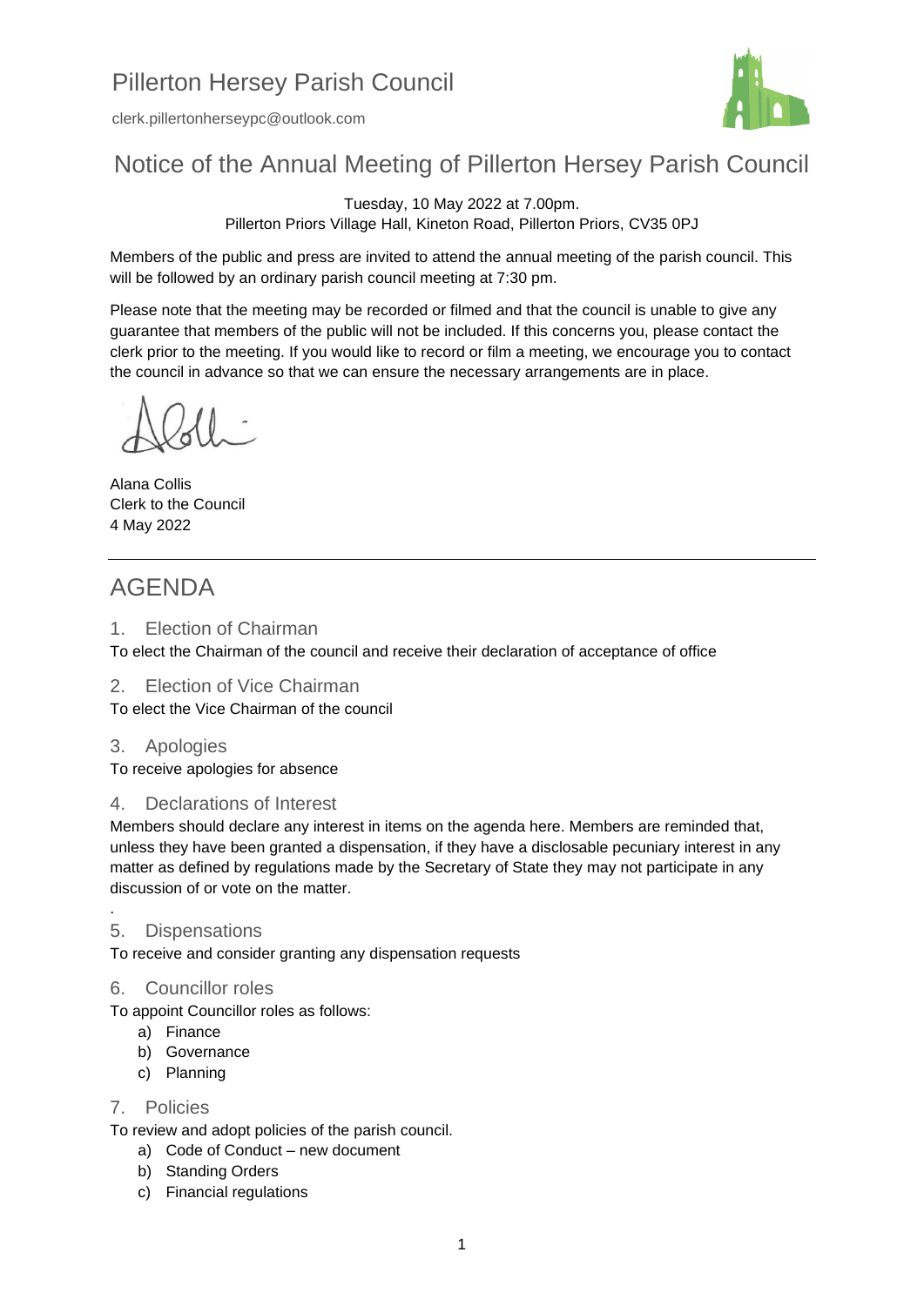# Pillerton Hersey Parish Council

clerk.pillertonherseypc@outlook.com

## Notice of the Annual Meeting of Pillerton Hersey Parish Council

Tuesday, 10 May 2022 at 7.00pm.
Pillerton Priors Village Hall, Kineton Road, Pillerton Priors, CV35 0PJ

Members of the public and press are invited to attend the annual meeting of the parish council. This will be followed by an ordinary parish council meeting at 7:30 pm.

Please note that the meeting may be recorded or filmed and that the council is unable to give any guarantee that members of the public will not be included. If this concerns you, please contact the clerk prior to the meeting. If you would like to record or film a meeting, we encourage you to contact the council in advance so that we can ensure the necessary arrangements are in place.

Alana Collis
Clerk to the Council
4 May 2022

---

# AGENDA

### 1. Election of Chairman

To elect the Chairman of the council and receive their declaration of acceptance of office

### 2. Election of Vice Chairman

To elect the Vice Chairman of the council

### 3. Apologies

To receive apologies for absence

### 4. Declarations of Interest

Members should declare any interest in items on the agenda here. Members are reminded that, unless they have been granted a dispensation, if they have a disclosable pecuniary interest in any matter as defined by regulations made by the Secretary of State they may not participate in any discussion of or vote on the matter.

### 5. Dispensations

To receive and consider granting any dispensation requests

### 6. Councillor roles

To appoint Councillor roles as follows:

- a) Finance
- b) Governance
- c) Planning

### 7. Policies

To review and adopt policies of the parish council.

- a) Code of Conduct – new document
- b) Standing Orders
- c) Financial regulations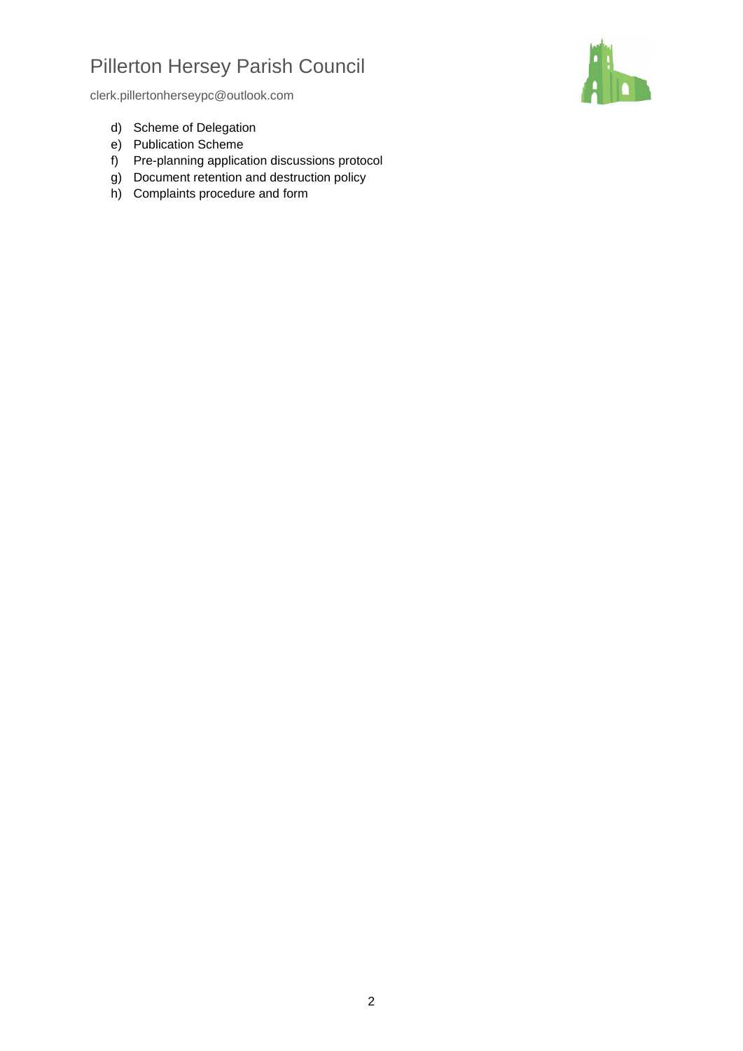d) Scheme of Delegation
e) Publication Scheme
f) Pre-planning application discussions protocol
g) Document retention and destruction policy
h) Complaints procedure and form